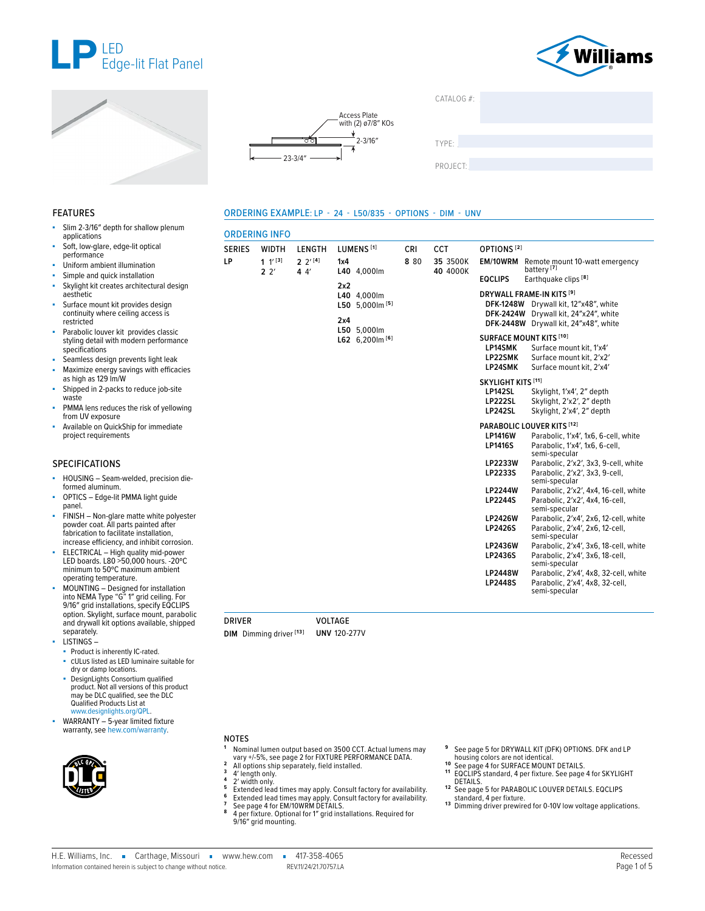# LP LED Edge-lit Flat Panel

Access Plate with (2) ø7/8" KOs

2-3/16"

23-3/4"

CATALOG #:

TYPE:

PROJECT:

## FEATURES

- Slim 2-3/16" depth for shallow plenum applications
- Soft, low-glare, edge-lit optical performance
- Uniform ambient illumination
- Simple and quick installation
- Skylight kit creates architectural design aesthetic
- Surface mount kit provides design continuity where ceiling access is restricted
- Parabolic louver kit provides classic styling detail with modern performance specifications
- Seamless design prevents light leak
- Maximize energy savings with efficacies as high as 129 lm/W
- Shipped in 2-packs to reduce job-site waste
- PMMA lens reduces the risk of yellowing from UV exposure
- Available on QuickShip for immediate project requirements

## SPECIFICATIONS

- HOUSING – Seam-welded, precision die-formed aluminum.
- OPTICS – Edge-lit PMMA light guide panel.
- FINISH – Non-glare matte white polyester powder coat. All parts painted after fabrication to facilitate installation, increase efficiency, and inhibit corrosion.
- ELECTRICAL – High quality mid-power LED boards. L80 >50,000 hours. -20ºC minimum to 50ºC maximum ambient operating temperature.
- MOUNTING – Designed for installation into NEMA Type "G" 1" grid ceiling. For 9/16" grid installations, specify EQCLIPS option. Skylight, surface mount, parabolic and drywall kit options available, shipped separately.
- LISTINGS –
  - Product is inherently IC-rated.
  - cULus listed as LED luminaire suitable for dry or damp locations.
  - DesignLights Consortium qualified product. Not all versions of this product may be DLC qualified, see the DLC Qualified Products List at www.designlights.org/QPL.
- WARRANTY – 5-year limited fixture warranty, see hew.com/warranty.

## ORDERING EXAMPLE: LP - 24 - L50/835 - OPTIONS - DIM - UNV

## ORDERING INFO

| SERIES | WIDTH | LENGTH | LUMENS [1] | CRI | CCT |
|---|---|---|---|---|---|
| LP | 1 1' [3] | 2 2' [4] | **1x4** | 8 80 | 35 3500K |
| | 2 2' | 4 4' | L40 4,000lm | | 40 4000K |
| | | | **2x2** | | |
| | | | L40 4,000lm | | |
| | | | L50 5,000lm [5] | | |
| | | | **2x4** | | |
| | | | L50 5,000lm | | |
| | | | L62 6,200lm [6] | | |

**OPTIONS [2]**

| Code | Description |
|---|---|
| EM/10WRM | Remote mount 10-watt emergency battery [7] |
| EQCLIPS | Earthquake clips [8] |

**DRYWALL FRAME-IN KITS [9]**

| Code | Description |
|---|---|
| DFK-1248W | Drywall kit, 12"x48", white |
| DFK-2424W | Drywall kit, 24"x24", white |
| DFK-2448W | Drywall kit, 24"x48", white |

**SURFACE MOUNT KITS [10]**

| Code | Description |
|---|---|
| LP14SMK | Surface mount kit, 1'x4' |
| LP22SMK | Surface mount kit, 2'x2' |
| LP24SMK | Surface mount kit, 2'x4' |

**SKYLIGHT KITS [11]**

| Code | Description |
|---|---|
| LP142SL | Skylight, 1'x4', 2" depth |
| LP222SL | Skylight, 2'x2', 2" depth |
| LP242SL | Skylight, 2'x4', 2" depth |

**PARABOLIC LOUVER KITS [12]**

| Code | Description |
|---|---|
| LP1416W | Parabolic, 1'x4', 1x6, 6-cell, white |
| LP1416S | Parabolic, 1'x4', 1x6, 6-cell, semi-specular |
| LP2233W | Parabolic, 2'x2', 3x3, 9-cell, white |
| LP2233S | Parabolic, 2'x2', 3x3, 9-cell, semi-specular |
| LP2244W | Parabolic, 2'x2', 4x4, 16-cell, white |
| LP2244S | Parabolic, 2'x2', 4x4, 16-cell, semi-specular |
| LP2426W | Parabolic, 2'x4', 2x6, 12-cell, white |
| LP2426S | Parabolic, 2'x4', 2x6, 12-cell, semi-specular |
| LP2436W | Parabolic, 2'x4', 3x6, 18-cell, white |
| LP2436S | Parabolic, 2'x4', 3x6, 18-cell, semi-specular |
| LP2448W | Parabolic, 2'x4', 4x8, 32-cell, white |
| LP2448S | Parabolic, 2'x4', 4x8, 32-cell, semi-specular |

| DRIVER | VOLTAGE |
|---|---|
| DIM Dimming driver [13] | UNV 120-277V |

## NOTES

1. Nominal lumen output based on 3500 CCT. Actual lumens may vary +/-5%, see page 2 for FIXTURE PERFORMANCE DATA.
2. All options ship separately, field installed.
3. 4' length only.
4. 2' width only.
5. Extended lead times may apply. Consult factory for availability.
6. Extended lead times may apply. Consult factory for availability.
7. See page 4 for EM/10WRM DETAILS.
8. 4 per fixture. Optional for 1" grid installations. Required for 9/16" grid mounting.
9. See page 5 for DRYWALL KIT (DFK) OPTIONS. DFK and LP housing colors are not identical.
10. See page 4 for SURFACE MOUNT DETAILS.
11. EQCLIPS standard, 4 per fixture. See page 4 for SKYLIGHT DETAILS.
12. See page 5 for PARABOLIC LOUVER DETAILS. EQCLIPS standard, 4 per fixture.
13. Dimming driver prewired for 0-10V low voltage applications.

H.E. Williams, Inc. ▪ Carthage, Missouri ▪ www.hew.com ▪ 417-358-4065
Information contained herein is subject to change without notice. REV.11/24/21.70757.LA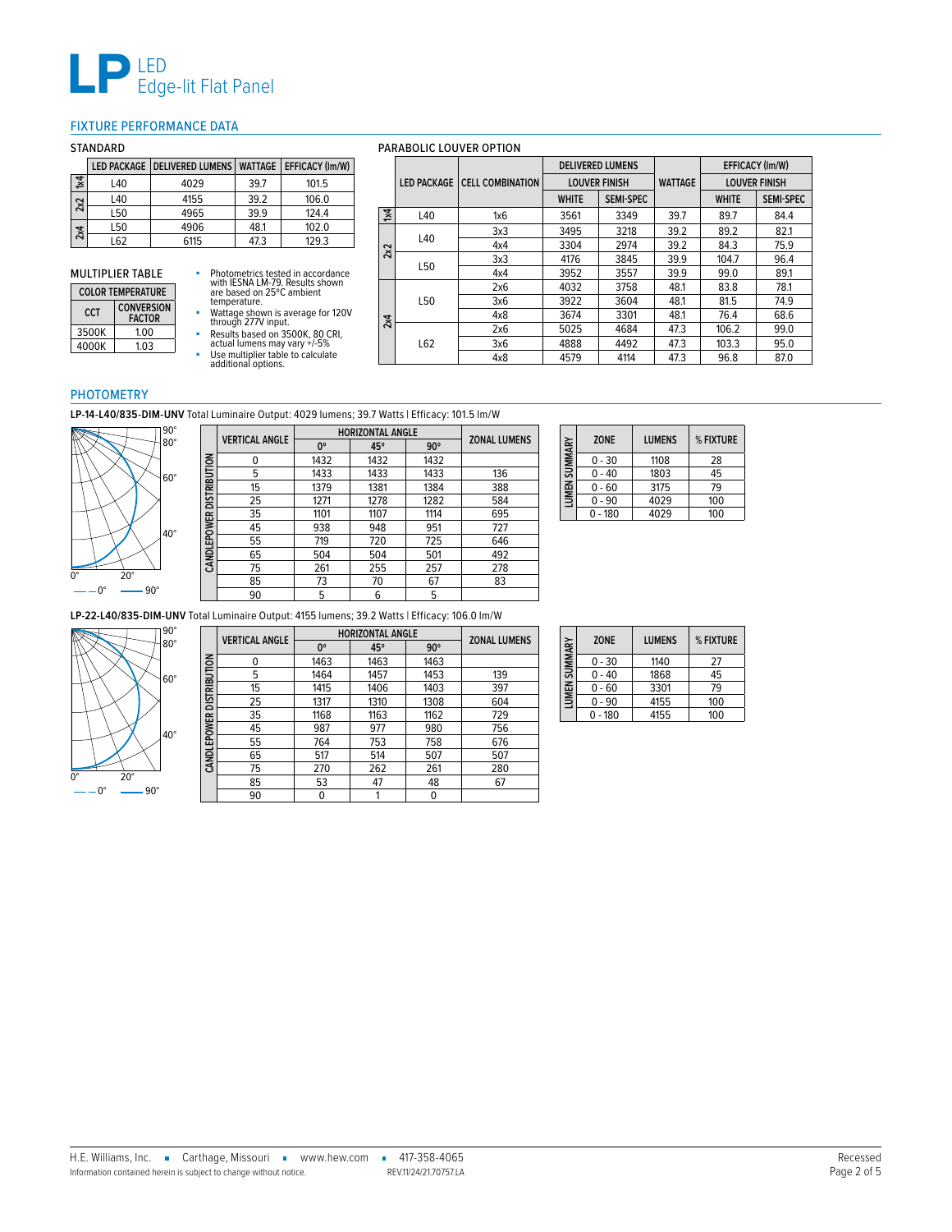# LP LED Edge-lit Flat Panel

## FIXTURE PERFORMANCE DATA

### STANDARD

| | LED PACKAGE | DELIVERED LUMENS | WATTAGE | EFFICACY (lm/W) |
|---|---|---|---|---|
| 1x4 | L40 | 4029 | 39.7 | 101.5 |
| 2x2 | L40 | 4155 | 39.2 | 106.0 |
| | L50 | 4965 | 39.9 | 124.4 |
| 2x4 | L50 | 4906 | 48.1 | 102.0 |
| | L62 | 6115 | 47.3 | 129.3 |

### MULTIPLIER TABLE

| COLOR TEMPERATURE | |
|---|---|
| CCT | CONVERSION FACTOR |
| 3500K | 1.00 |
| 4000K | 1.03 |

- Photometrics tested in accordance with IESNA LM-79. Results shown are based on 25ºC ambient temperature.
- Wattage shown is average for 120V through 277V input.
- Results based on 3500K, 80 CRI, actual lumens may vary +/-5%
- Use multiplier table to calculate additional options.

### PARABOLIC LOUVER OPTION

| | LED PACKAGE | CELL COMBINATION | DELIVERED LUMENS | | WATTAGE | EFFICACY (lm/W) | |
|---|---|---|---|---|---|---|---|
| | | | LOUVER FINISH | | | LOUVER FINISH | |
| | | | WHITE | SEMI-SPEC | | WHITE | SEMI-SPEC |
| 1x4 | L40 | 1x6 | 3561 | 3349 | 39.7 | 89.7 | 84.4 |
| 2x2 | L40 | 3x3 | 3495 | 3218 | 39.2 | 89.2 | 82.1 |
| | | 4x4 | 3304 | 2974 | 39.2 | 84.3 | 75.9 |
| | L50 | 3x3 | 4176 | 3845 | 39.9 | 104.7 | 96.4 |
| | | 4x4 | 3952 | 3557 | 39.9 | 99.0 | 89.1 |
| 2x4 | L50 | 2x6 | 4032 | 3758 | 48.1 | 83.8 | 78.1 |
| | | 3x6 | 3922 | 3604 | 48.1 | 81.5 | 74.9 |
| | | 4x8 | 3674 | 3301 | 48.1 | 76.4 | 68.6 |
| | L62 | 2x6 | 5025 | 4684 | 47.3 | 106.2 | 99.0 |
| | | 3x6 | 4888 | 4492 | 47.3 | 103.3 | 95.0 |
| | | 4x8 | 4579 | 4114 | 47.3 | 96.8 | 87.0 |

## PHOTOMETRY

**LP-14-L40/835-DIM-UNV** Total Luminaire Output: 4029 lumens; 39.7 Watts | Efficacy: 101.5 lm/W

**CANDLEPOWER DISTRIBUTION**

| VERTICAL ANGLE | HORIZONTAL ANGLE 0° | 45° | 90° | ZONAL LUMENS |
|---|---|---|---|---|
| 0 | 1432 | 1432 | 1432 | |
| 5 | 1433 | 1433 | 1433 | 136 |
| 15 | 1379 | 1381 | 1384 | 388 |
| 25 | 1271 | 1278 | 1282 | 584 |
| 35 | 1101 | 1107 | 1114 | 695 |
| 45 | 938 | 948 | 951 | 727 |
| 55 | 719 | 720 | 725 | 646 |
| 65 | 504 | 504 | 501 | 492 |
| 75 | 261 | 255 | 257 | 278 |
| 85 | 73 | 70 | 67 | 83 |
| 90 | 5 | 6 | 5 | |

**LUMEN SUMMARY**

| ZONE | LUMENS | % FIXTURE |
|---|---|---|
| 0 - 30 | 1108 | 28 |
| 0 - 40 | 1803 | 45 |
| 0 - 60 | 3175 | 79 |
| 0 - 90 | 4029 | 100 |
| 0 - 180 | 4029 | 100 |

**LP-22-L40/835-DIM-UNV** Total Luminaire Output: 4155 lumens; 39.2 Watts | Efficacy: 106.0 lm/W

**CANDLEPOWER DISTRIBUTION**

| VERTICAL ANGLE | HORIZONTAL ANGLE 0° | 45° | 90° | ZONAL LUMENS |
|---|---|---|---|---|
| 0 | 1463 | 1463 | 1463 | |
| 5 | 1464 | 1457 | 1453 | 139 |
| 15 | 1415 | 1406 | 1403 | 397 |
| 25 | 1317 | 1310 | 1308 | 604 |
| 35 | 1168 | 1163 | 1162 | 729 |
| 45 | 987 | 977 | 980 | 756 |
| 55 | 764 | 753 | 758 | 676 |
| 65 | 517 | 514 | 507 | 507 |
| 75 | 270 | 262 | 261 | 280 |
| 85 | 53 | 47 | 48 | 67 |
| 90 | 0 | 1 | 0 | |

**LUMEN SUMMARY**

| ZONE | LUMENS | % FIXTURE |
|---|---|---|
| 0 - 30 | 1140 | 27 |
| 0 - 40 | 1868 | 45 |
| 0 - 60 | 3301 | 79 |
| 0 - 90 | 4155 | 100 |
| 0 - 180 | 4155 | 100 |

H.E. Williams, Inc. ▪ Carthage, Missouri ▪ www.hew.com ▪ 417-358-4065

Information contained herein is subject to change without notice. REV.11/24/21.70757.LA

Recessed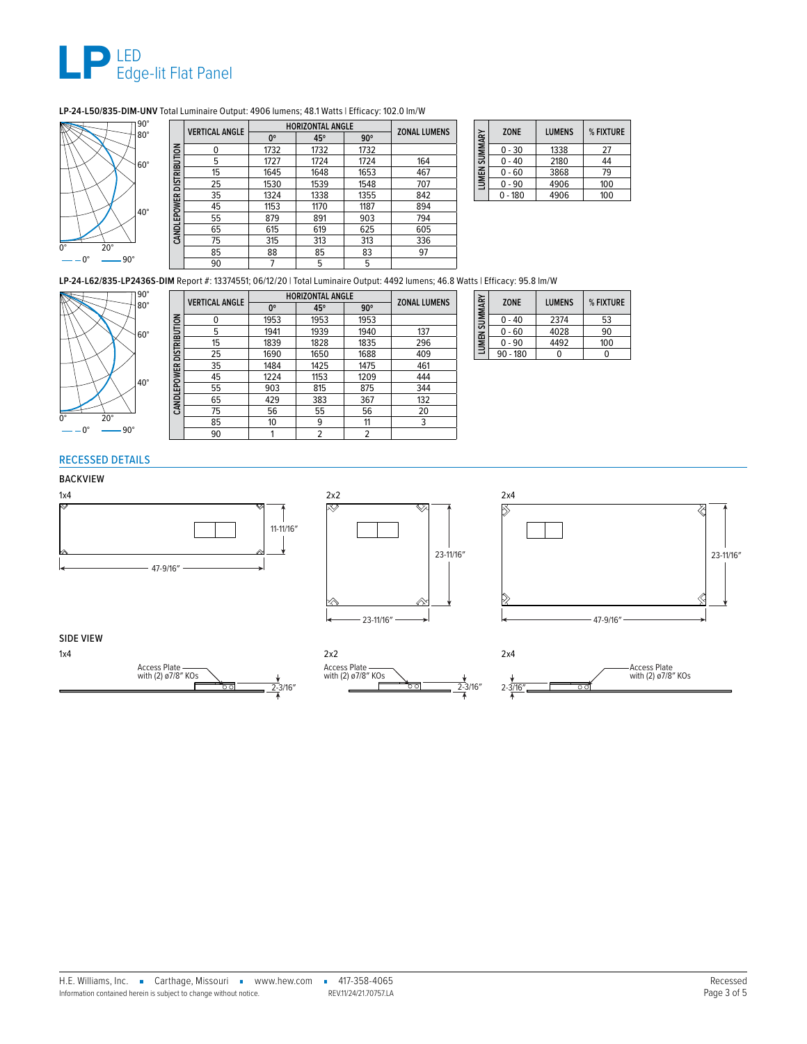# LP LED Edge-lit Flat Panel

**LP-24-L50/835-DIM-UNV** Total Luminaire Output: 4906 lumens; 48.1 Watts | Efficacy: 102.0 lm/W

| VERTICAL ANGLE | HORIZONTAL ANGLE 0° | 45° | 90° | ZONAL LUMENS |
|---|---|---|---|---|
| 0 | 1732 | 1732 | 1732 | |
| 5 | 1727 | 1724 | 1724 | 164 |
| 15 | 1645 | 1648 | 1653 | 467 |
| 25 | 1530 | 1539 | 1548 | 707 |
| 35 | 1324 | 1338 | 1355 | 842 |
| 45 | 1153 | 1170 | 1187 | 894 |
| 55 | 879 | 891 | 903 | 794 |
| 65 | 615 | 619 | 625 | 605 |
| 75 | 315 | 313 | 313 | 336 |
| 85 | 88 | 85 | 83 | 97 |
| 90 | 7 | 5 | 5 | |

**LUMEN SUMMARY**

| ZONE | LUMENS | % FIXTURE |
|---|---|---|
| 0 - 30 | 1338 | 27 |
| 0 - 40 | 2180 | 44 |
| 0 - 60 | 3868 | 79 |
| 0 - 90 | 4906 | 100 |
| 0 - 180 | 4906 | 100 |

**LP-24-L62/835-LP2436S-DIM** Report #: 13374551; 06/12/20 | Total Luminaire Output: 4492 lumens; 46.8 Watts | Efficacy: 95.8 lm/W

| VERTICAL ANGLE | HORIZONTAL ANGLE 0° | 45° | 90° | ZONAL LUMENS |
|---|---|---|---|---|
| 0 | 1953 | 1953 | 1953 | |
| 5 | 1941 | 1939 | 1940 | 137 |
| 15 | 1839 | 1828 | 1835 | 296 |
| 25 | 1690 | 1650 | 1688 | 409 |
| 35 | 1484 | 1425 | 1475 | 461 |
| 45 | 1224 | 1153 | 1209 | 444 |
| 55 | 903 | 815 | 875 | 344 |
| 65 | 429 | 383 | 367 | 132 |
| 75 | 56 | 55 | 56 | 20 |
| 85 | 10 | 9 | 11 | 3 |
| 90 | 1 | 2 | 2 | |

**LUMEN SUMMARY**

| ZONE | LUMENS | % FIXTURE |
|---|---|---|
| 0 - 40 | 2374 | 53 |
| 0 - 60 | 4028 | 90 |
| 0 - 90 | 4492 | 100 |
| 90 - 180 | 0 | 0 |

## RECESSED DETAILS

### BACKVIEW

1x4: 47-9/16″ × 11-11/16″

2x2: 23-11/16″ × 23-11/16″

2x4: 47-9/16″ × 23-11/16″

### SIDE VIEW

1x4: Access Plate with (2) ø7/8″ KOs — 2-3/16″

2x2: Access Plate with (2) ø7/8″ KOs — 2-3/16″

2x4: Access Plate with (2) ø7/8″ KOs — 2-3/16″

H.E. Williams, Inc. ▪ Carthage, Missouri ▪ www.hew.com ▪ 417-358-4065
Information contained herein is subject to change without notice. REV.11/24/21.70757.LA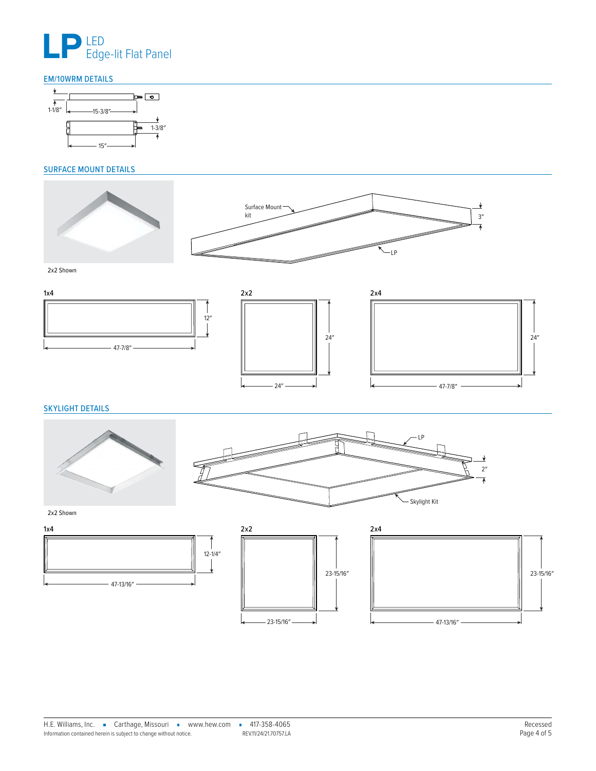# LP LED Edge-lit Flat Panel

## EM/10WRM DETAILS

1-1/8″

15-3/8″

1-3/8″

15″

## SURFACE MOUNT DETAILS

2x2 Shown

Surface Mount kit

3″

LP

1x4

12″

47-7/8″

2x2

24″

24″

2x4

24″

47-7/8″

## SKYLIGHT DETAILS

2x2 Shown

LP

2″

Skylight Kit

1x4

12-1/4″

47-13/16″

2x2

23-15/16″

23-15/16″

2x4

23-15/16″

47-13/16″

H.E. Williams, Inc. ▪ Carthage, Missouri ▪ www.hew.com ▪ 417-358-4065

Information contained herein is subject to change without notice.

REV.11/24/21.70757.LA

Recessed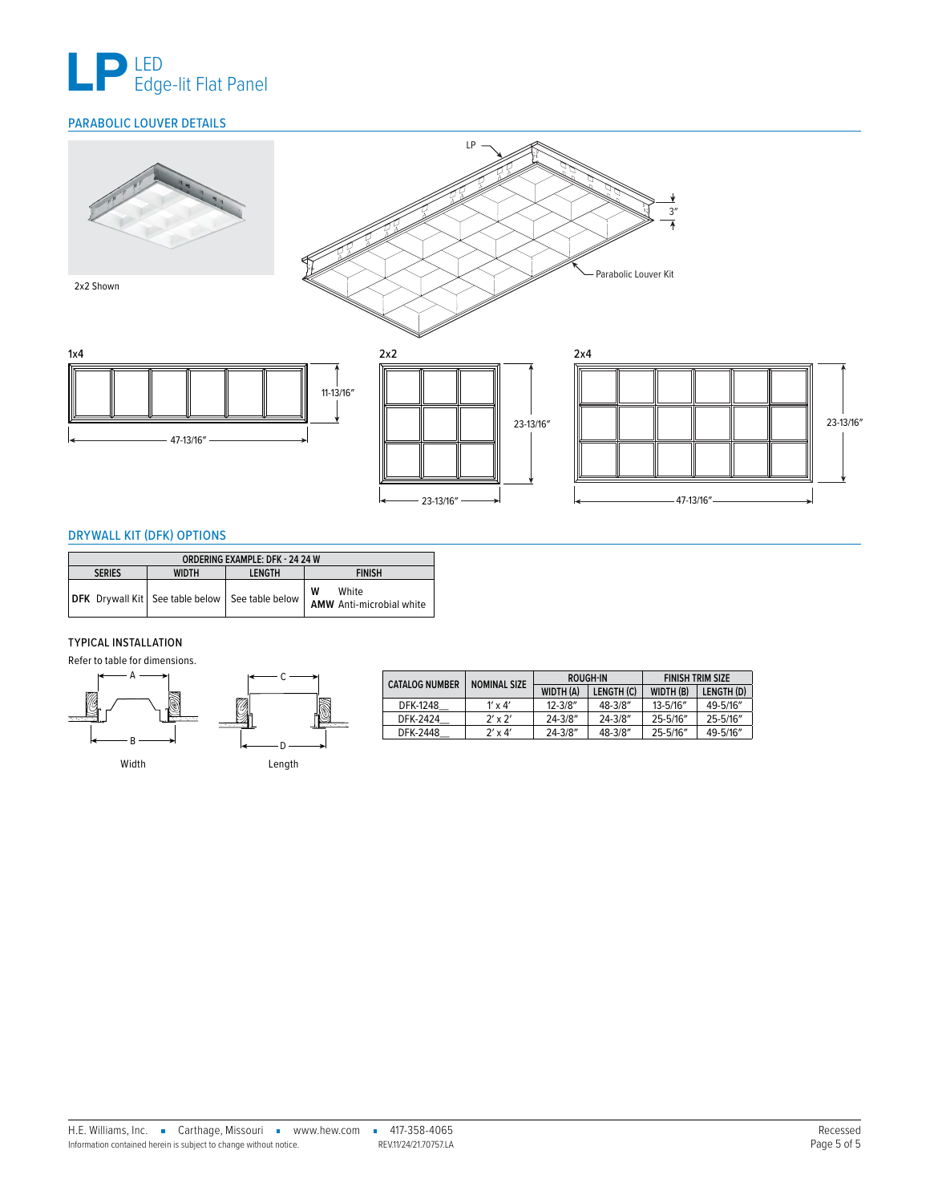# LP LED Edge-lit Flat Panel

## PARABOLIC LOUVER DETAILS

2x2 Shown

LP

3″

Parabolic Louver Kit

1x4

11-13/16″

47-13/16″

2x2

23-13/16″

23-13/16″

2x4

23-13/16″

47-13/16″

## DRYWALL KIT (DFK) OPTIONS

| ORDERING EXAMPLE: DFK - 24 24 W | | | |
|---|---|---|---|
| SERIES | WIDTH | LENGTH | FINISH |
| **DFK** Drywall Kit | See table below | See table below | **W** White<br>**AMW** Anti-microbial white |

### TYPICAL INSTALLATION

Refer to table for dimensions.

A

B

Width

C

D

Length

| CATALOG NUMBER | NOMINAL SIZE | ROUGH-IN | | FINISH TRIM SIZE | |
|---|---|---|---|---|---|
| | | WIDTH (A) | LENGTH (C) | WIDTH (B) | LENGTH (D) |
| DFK-1248__ | 1′ x 4′ | 12-3/8″ | 48-3/8″ | 13-5/16″ | 49-5/16″ |
| DFK-2424__ | 2′ x 2′ | 24-3/8″ | 24-3/8″ | 25-5/16″ | 25-5/16″ |
| DFK-2448__ | 2′ x 4′ | 24-3/8″ | 48-3/8″ | 25-5/16″ | 49-5/16″ |

H.E. Williams, Inc. ■ Carthage, Missouri ■ www.hew.com ■ 417-358-4065

Information contained herein is subject to change without notice. REV.11/24/21.70757.LA

Recessed